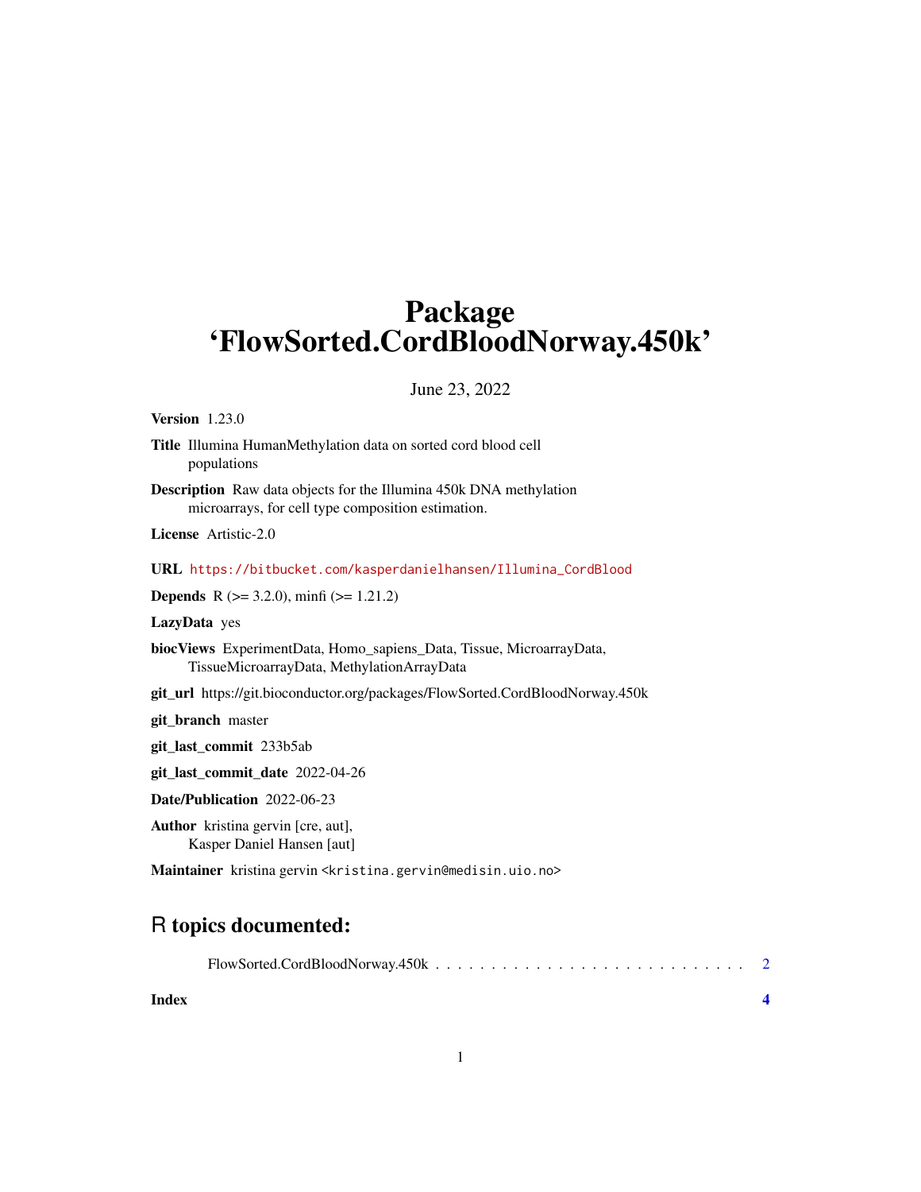# Package 'FlowSorted.CordBloodNorway.450k'

June 23, 2022

**Version** 1.23.0

**Title** Illumina HumanMethylation data on sorted cord blood cell populations

**Description** Raw data objects for the Illumina 450k DNA methylation microarrays, for cell type composition estimation.

**License** Artistic-2.0

**URL** https://bitbucket.com/kasperdanielhansen/Illumina_CordBlood

**Depends** R (>= 3.2.0), minfi (>= 1.21.2)

**LazyData** yes

**biocViews** ExperimentData, Homo_sapiens_Data, Tissue, MicroarrayData, TissueMicroarrayData, MethylationArrayData

**git_url** https://git.bioconductor.org/packages/FlowSorted.CordBloodNorway.450k

**git_branch** master

**git_last_commit** 233b5ab

**git_last_commit_date** 2022-04-26

**Date/Publication** 2022-06-23

**Author** kristina gervin [cre, aut], Kasper Daniel Hansen [aut]

**Maintainer** kristina gervin <kristina.gervin@medisin.uio.no>

## R topics documented:

FlowSorted.CordBloodNorway.450k . . . . . . . . . . . . . . . . . . . . . . . . . . . . 2

**Index** **4**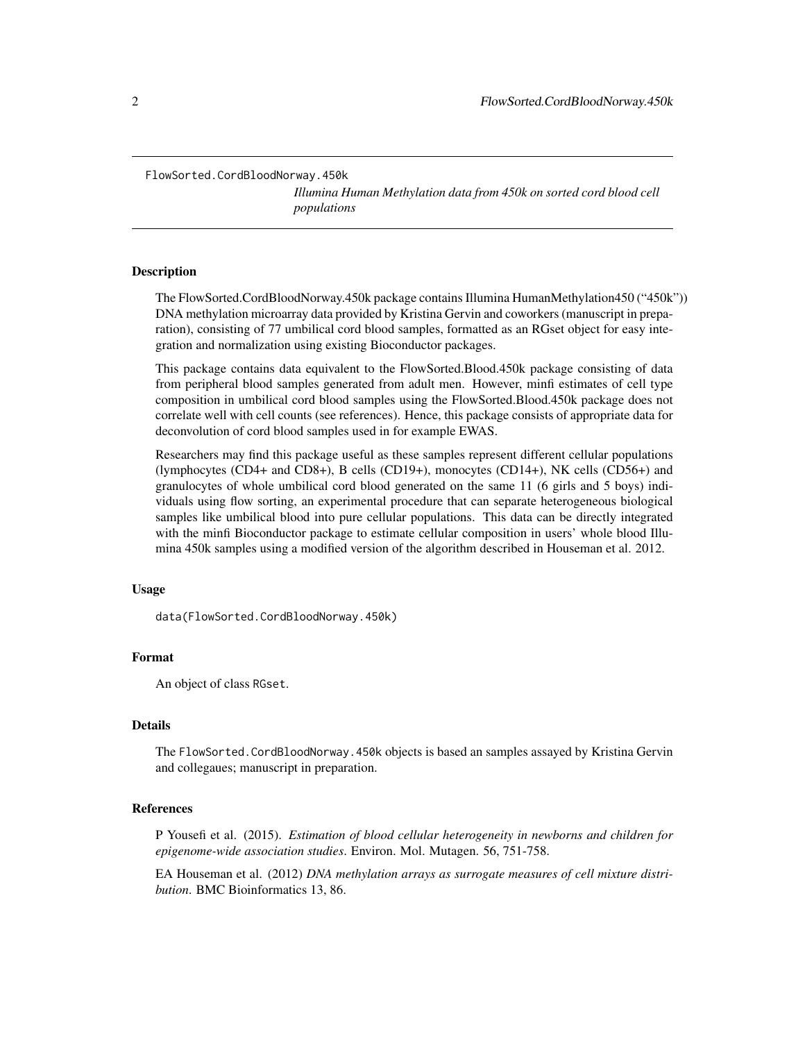FlowSorted.CordBloodNorway.450k

*Illumina Human Methylation data from 450k on sorted cord blood cell populations*

## Description

The FlowSorted.CordBloodNorway.450k package contains Illumina HumanMethylation450 ("450k")) DNA methylation microarray data provided by Kristina Gervin and coworkers (manuscript in preparation), consisting of 77 umbilical cord blood samples, formatted as an RGset object for easy integration and normalization using existing Bioconductor packages.

This package contains data equivalent to the FlowSorted.Blood.450k package consisting of data from peripheral blood samples generated from adult men. However, minfi estimates of cell type composition in umbilical cord blood samples using the FlowSorted.Blood.450k package does not correlate well with cell counts (see references). Hence, this package consists of appropriate data for deconvolution of cord blood samples used in for example EWAS.

Researchers may find this package useful as these samples represent different cellular populations (lymphocytes (CD4+ and CD8+), B cells (CD19+), monocytes (CD14+), NK cells (CD56+) and granulocytes of whole umbilical cord blood generated on the same 11 (6 girls and 5 boys) individuals using flow sorting, an experimental procedure that can separate heterogeneous biological samples like umbilical blood into pure cellular populations. This data can be directly integrated with the minfi Bioconductor package to estimate cellular composition in users' whole blood Illumina 450k samples using a modified version of the algorithm described in Houseman et al. 2012.

## Usage

```
data(FlowSorted.CordBloodNorway.450k)
```

## Format

An object of class `RGset`.

## Details

The `FlowSorted.CordBloodNorway.450k` objects is based an samples assayed by Kristina Gervin and collegaues; manuscript in preparation.

## References

P Yousefi et al. (2015). *Estimation of blood cellular heterogeneity in newborns and children for epigenome-wide association studies*. Environ. Mol. Mutagen. 56, 751-758.

EA Houseman et al. (2012) *DNA methylation arrays as surrogate measures of cell mixture distribution*. BMC Bioinformatics 13, 86.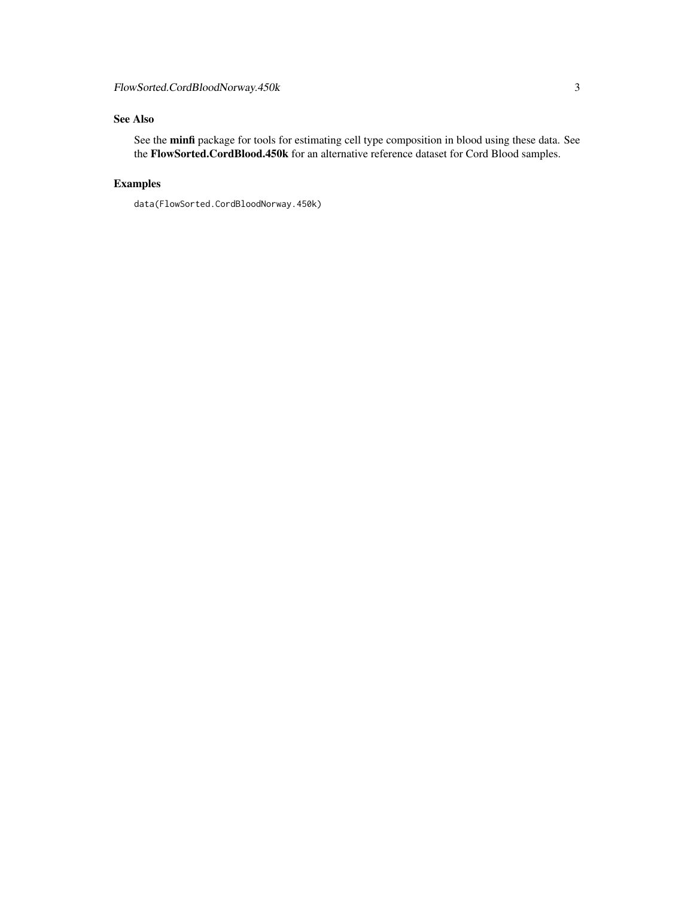## See Also

See the **minfi** package for tools for estimating cell type composition in blood using these data. See the **FlowSorted.CordBlood.450k** for an alternative reference dataset for Cord Blood samples.

## Examples

```
data(FlowSorted.CordBloodNorway.450k)
```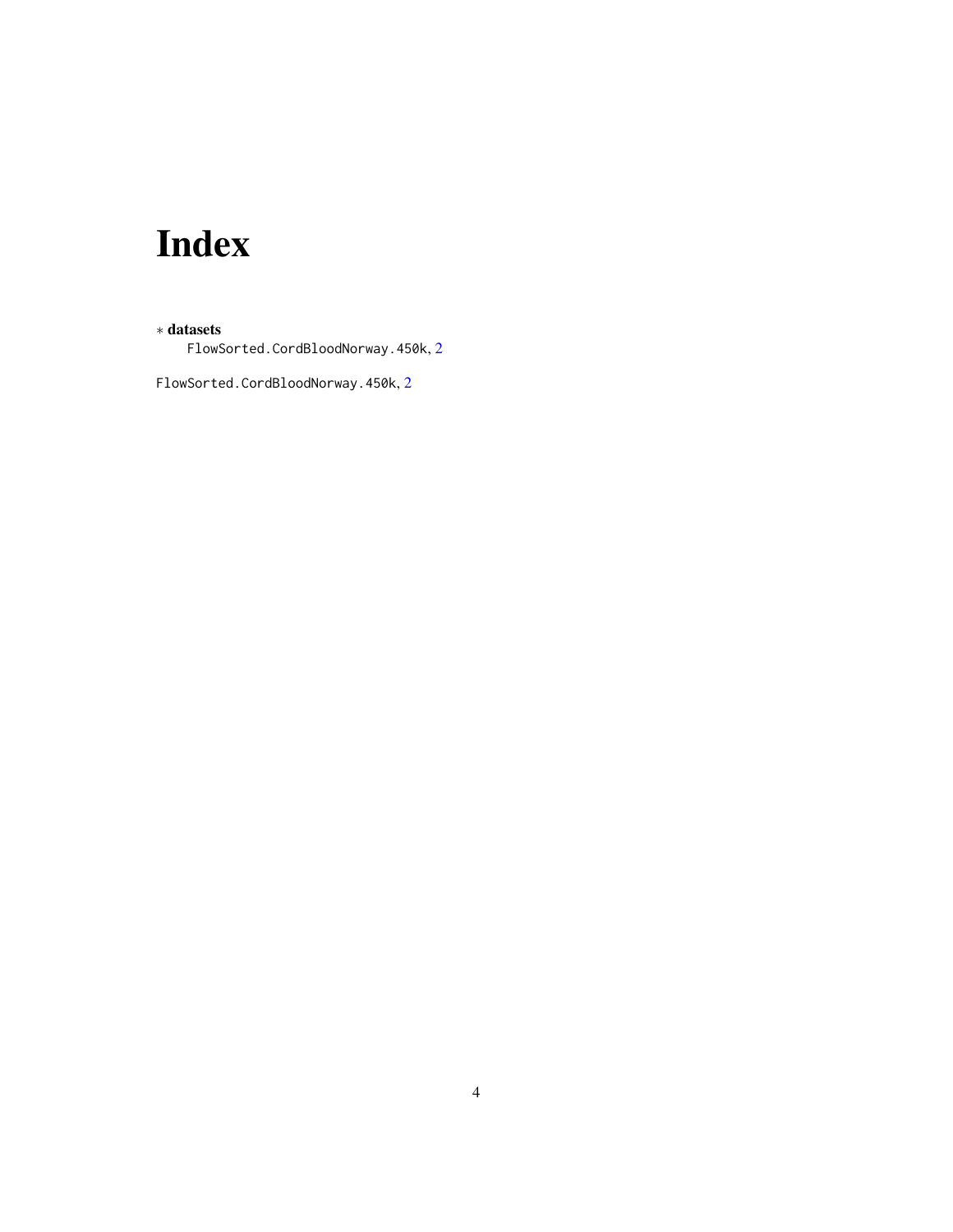# Index

∗ **datasets**
    FlowSorted.CordBloodNorway.450k, 2

FlowSorted.CordBloodNorway.450k, 2